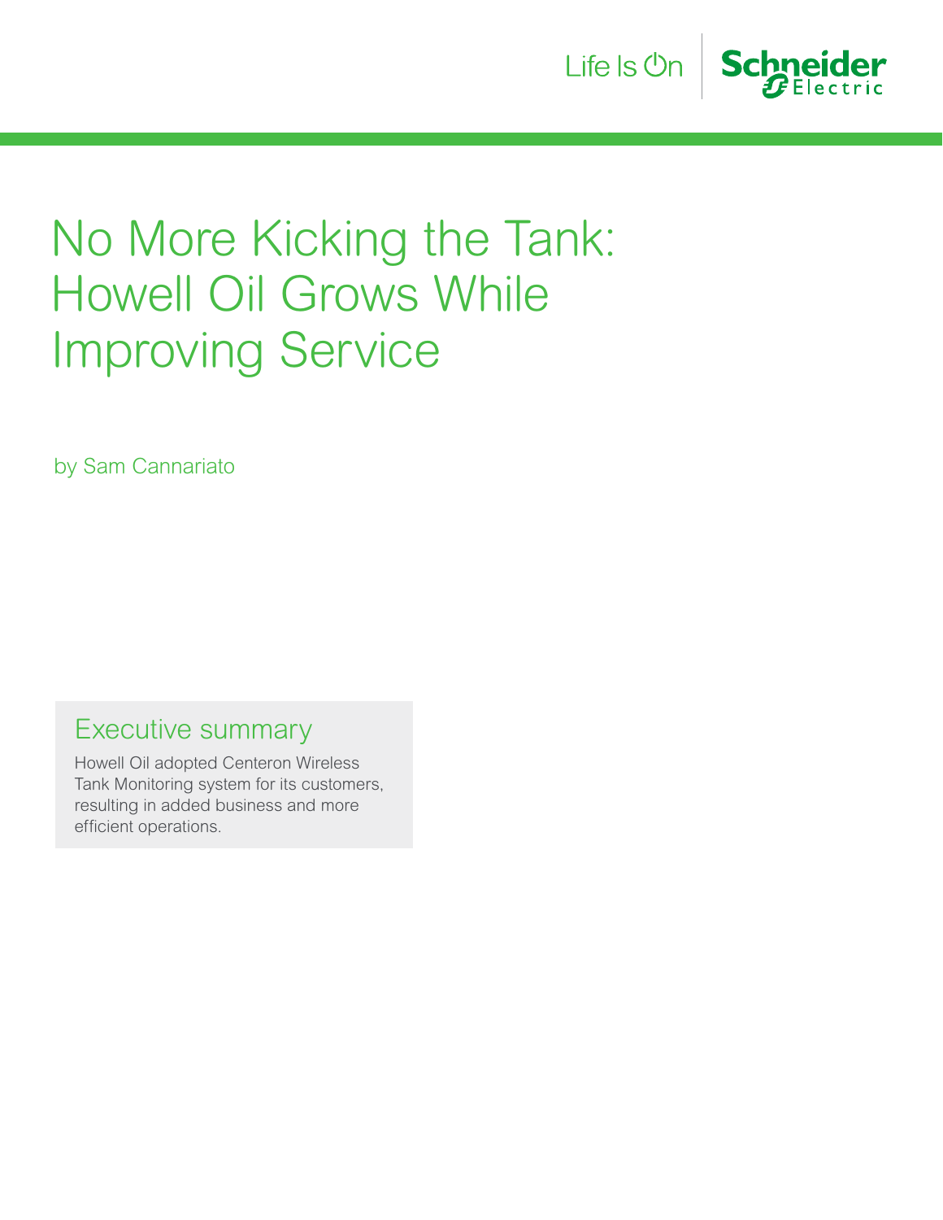# No More Kicking the Tank: Howell Oil Grows While Improving Service

by Sam Cannariato

## Executive summary

Howell Oil adopted Centeron Wireless Tank Monitoring system for its customers, resulting in added business and more efficient operations.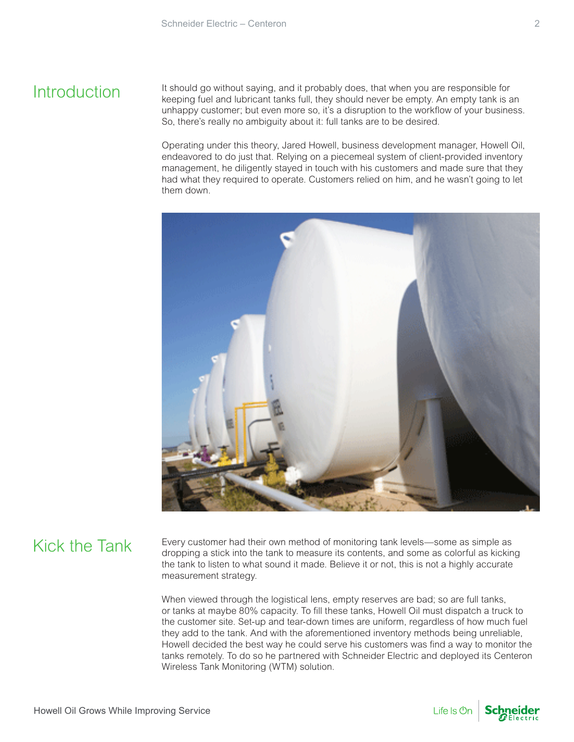## Introduction

It should go without saying, and it probably does, that when you are responsible for keeping fuel and lubricant tanks full, they should never be empty. An empty tank is an unhappy customer; but even more so, it's a disruption to the workflow of your business. So, there's really no ambiguity about it: full tanks are to be desired.

Operating under this theory, Jared Howell, business development manager, Howell Oil, endeavored to do just that. Relying on a piecemeal system of client-provided inventory management, he diligently stayed in touch with his customers and made sure that they had what they required to operate. Customers relied on him, and he wasn't going to let them down.

## Kick the Tank

Every customer had their own method of monitoring tank levels—some as simple as dropping a stick into the tank to measure its contents, and some as colorful as kicking the tank to listen to what sound it made. Believe it or not, this is not a highly accurate measurement strategy.

When viewed through the logistical lens, empty reserves are bad; so are full tanks, or tanks at maybe 80% capacity. To fill these tanks, Howell Oil must dispatch a truck to the customer site. Set-up and tear-down times are uniform, regardless of how much fuel they add to the tank. And with the aforementioned inventory methods being unreliable, Howell decided the best way he could serve his customers was find a way to monitor the tanks remotely. To do so he partnered with Schneider Electric and deployed its Centeron Wireless Tank Monitoring (WTM) solution.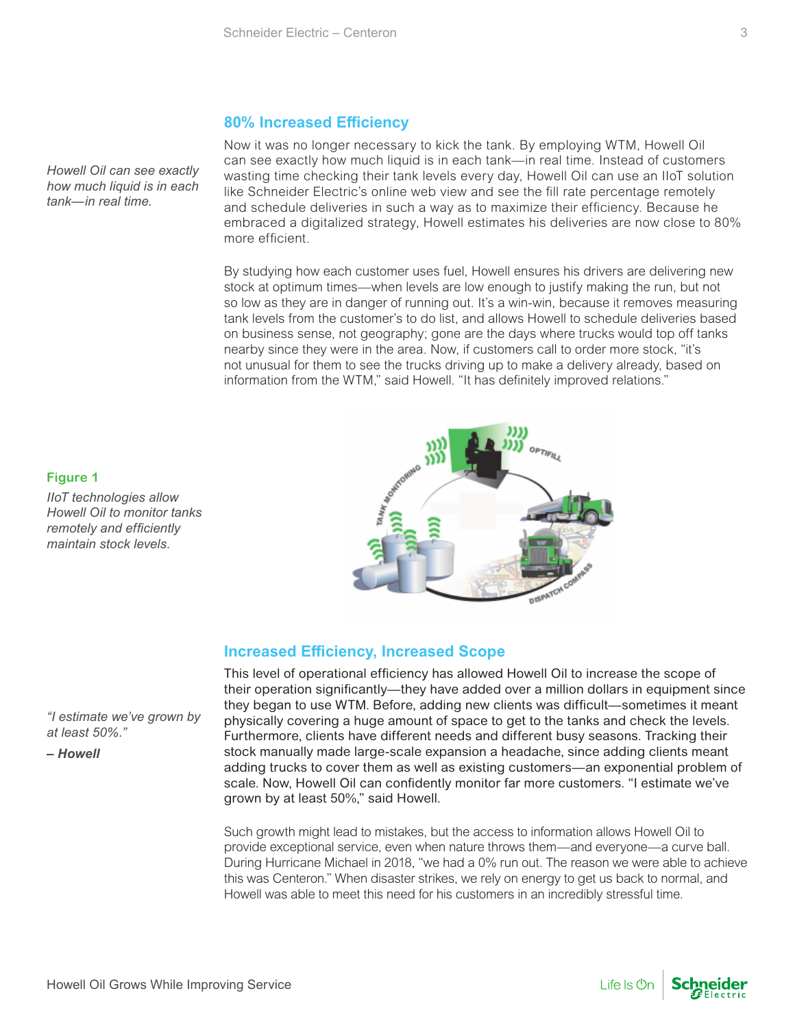## 80% Increased Efficiency

*Howell Oil can see exactly how much liquid is in each tank—in real time.*

Now it was no longer necessary to kick the tank. By employing WTM, Howell Oil can see exactly how much liquid is in each tank—in real time. Instead of customers wasting time checking their tank levels every day, Howell Oil can use an IIoT solution like Schneider Electric's online web view and see the fill rate percentage remotely and schedule deliveries in such a way as to maximize their efficiency. Because he embraced a digitalized strategy, Howell estimates his deliveries are now close to 80% more efficient.

By studying how each customer uses fuel, Howell ensures his drivers are delivering new stock at optimum times—when levels are low enough to justify making the run, but not so low as they are in danger of running out. It's a win-win, because it removes measuring tank levels from the customer's to do list, and allows Howell to schedule deliveries based on business sense, not geography; gone are the days where trucks would top off tanks nearby since they were in the area. Now, if customers call to order more stock, "it's not unusual for them to see the trucks driving up to make a delivery already, based on information from the WTM," said Howell. "It has definitely improved relations."

**Figure 1**

*IIoT technologies allow Howell Oil to monitor tanks remotely and efficiently maintain stock levels.*

## Increased Efficiency, Increased Scope

*"I estimate we've grown by at least 50%."*

***– Howell***

This level of operational efficiency has allowed Howell Oil to increase the scope of their operation significantly—they have added over a million dollars in equipment since they began to use WTM. Before, adding new clients was difficult—sometimes it meant physically covering a huge amount of space to get to the tanks and check the levels. Furthermore, clients have different needs and different busy seasons. Tracking their stock manually made large-scale expansion a headache, since adding clients meant adding trucks to cover them as well as existing customers—an exponential problem of scale. Now, Howell Oil can confidently monitor far more customers. "I estimate we've grown by at least 50%," said Howell.

Such growth might lead to mistakes, but the access to information allows Howell Oil to provide exceptional service, even when nature throws them—and everyone—a curve ball. During Hurricane Michael in 2018, "we had a 0% run out. The reason we were able to achieve this was Centeron." When disaster strikes, we rely on energy to get us back to normal, and Howell was able to meet this need for his customers in an incredibly stressful time.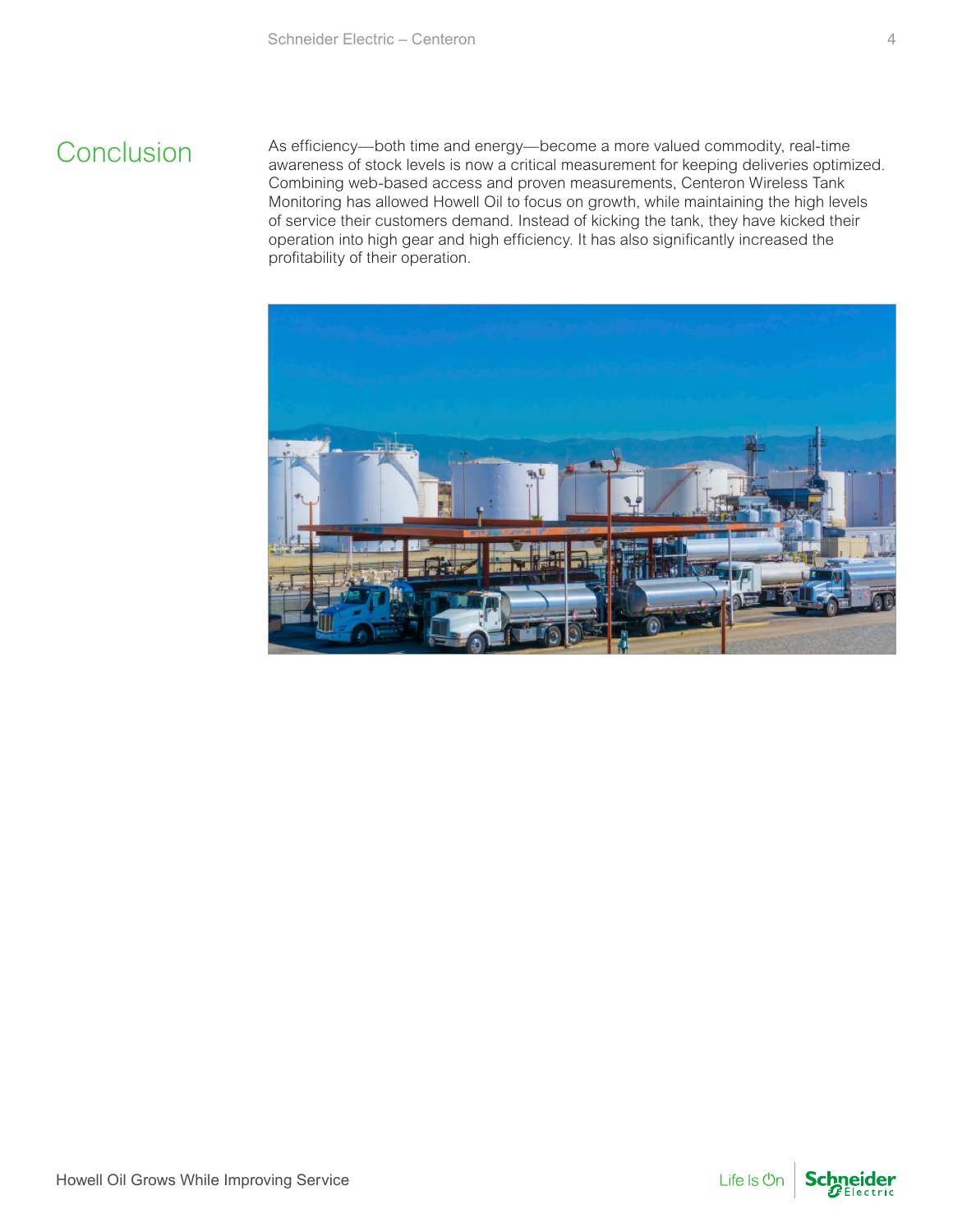## Conclusion

As efficiency—both time and energy—become a more valued commodity, real-time awareness of stock levels is now a critical measurement for keeping deliveries optimized. Combining web-based access and proven measurements, Centeron Wireless Tank Monitoring has allowed Howell Oil to focus on growth, while maintaining the high levels of service their customers demand. Instead of kicking the tank, they have kicked their operation into high gear and high efficiency. It has also significantly increased the profitability of their operation.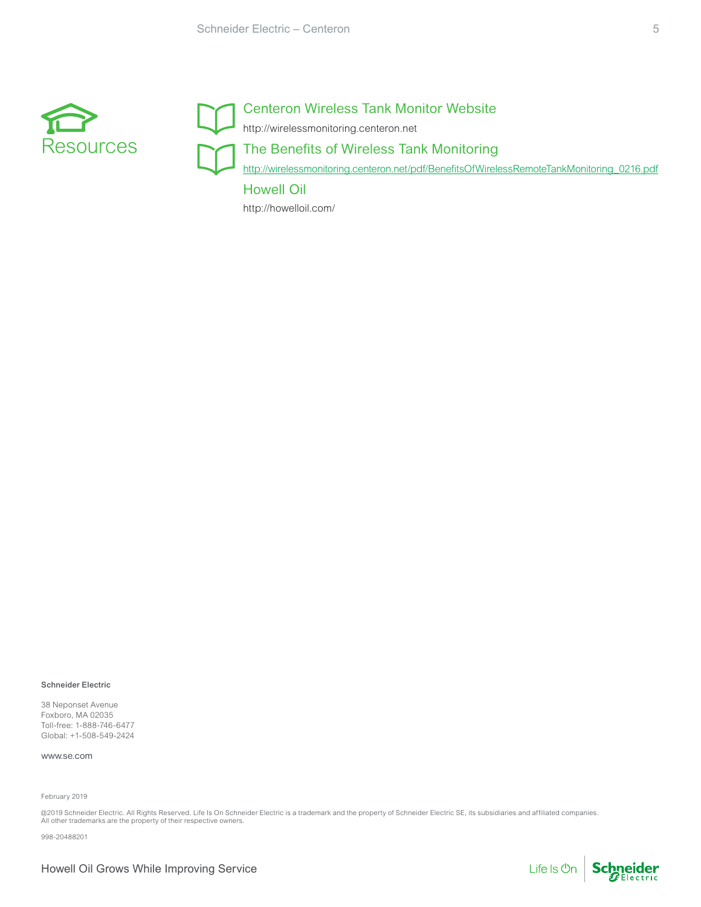# Resources

### Centeron Wireless Tank Monitor Website

http://wirelessmonitoring.centeron.net

### The Benefits of Wireless Tank Monitoring

http://wirelessmonitoring.centeron.net/pdf/BenefitsOfWirelessRemoteTankMonitoring_0216.pdf

### Howell Oil

http://howelloil.com/

**Schneider Electric**

38 Neponset Avenue
Foxboro, MA 02035
Toll-free: 1-888-746-6477
Global: +1-508-549-2424

www.se.com

February 2019

@2019 Schneider Electric. All Rights Reserved. Life Is On Schneider Electric is a trademark and the property of Schneider Electric SE, its subsidiaries and affiliated companies. All other trademarks are the property of their respective owners.

998-20488201